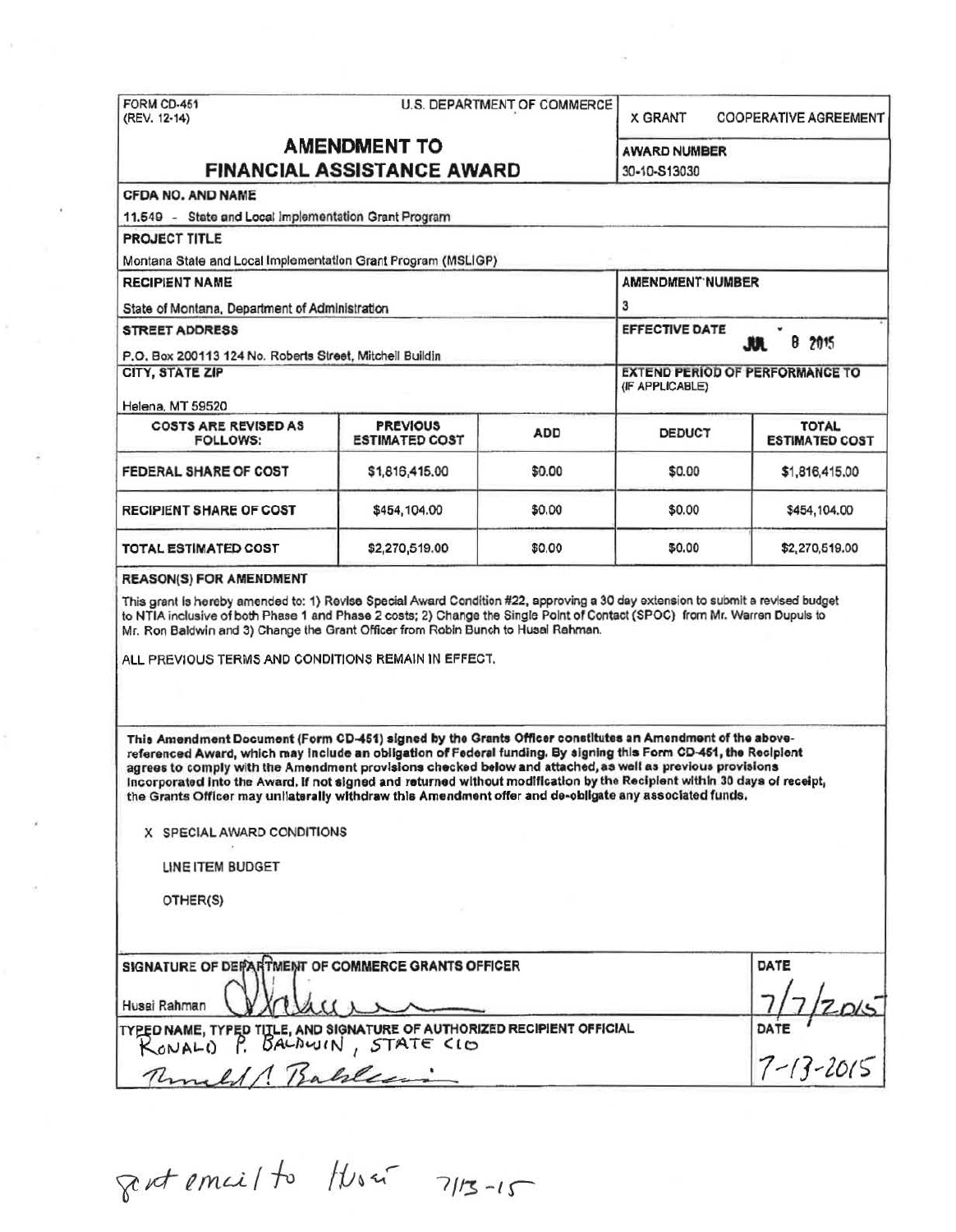FORM CD-451 (REV. 12-14)

U.S. DEPARTMENT OF COMMERCE

X GRANT COOPERATIVE AGREEMENT

# AMENDMENT TO FINANCIAL ASSISTANCE AWARD

**AWARD NUMBER**
30-10-S13030

**CFDA NO. AND NAME**
11.549 - State and Local Implementation Grant Program

**PROJECT TITLE**
Montana State and Local Implementation Grant Program (MSLIGP)

**RECIPIENT NAME**
State of Montana, Department of Administration

**AMENDMENT NUMBER**
3

**STREET ADDRESS**
P.O. Box 200113 124 No. Roberts Street, Mitchell Buildin

**EFFECTIVE DATE**
JUL 8 2015

**CITY, STATE ZIP**
Helena, MT 59520

**EXTEND PERIOD OF PERFORMANCE TO (IF APPLICABLE)**

| COSTS ARE REVISED AS FOLLOWS: | PREVIOUS ESTIMATED COST | ADD | DEDUCT | TOTAL ESTIMATED COST |
|---|---|---|---|---|
| FEDERAL SHARE OF COST | $1,816,415.00 | $0.00 | $0.00 | $1,816,415.00 |
| RECIPIENT SHARE OF COST | $454,104.00 | $0.00 | $0.00 | $454,104.00 |
| TOTAL ESTIMATED COST | $2,270,519.00 | $0.00 | $0.00 | $2,270,519.00 |

**REASON(S) FOR AMENDMENT**

This grant is hereby amended to: 1) Revise Special Award Condition #22, approving a 30 day extension to submit a revised budget to NTIA inclusive of both Phase 1 and Phase 2 costs; 2) Change the Single Point of Contact (SPOC) from Mr. Warren Dupuis to Mr. Ron Baldwin and 3) Change the Grant Officer from Robin Bunch to Husai Rahman.

ALL PREVIOUS TERMS AND CONDITIONS REMAIN IN EFFECT.

**This Amendment Document (Form CD-451) signed by the Grants Officer constitutes an Amendment of the above-referenced Award, which may include an obligation of Federal funding. By signing this Form CD-451, the Recipient agrees to comply with the Amendment provisions checked below and attached, as well as previous provisions incorporated into the Award. If not signed and returned without modification by the Recipient within 30 days of receipt, the Grants Officer may unilaterally withdraw this Amendment offer and de-obligate any associated funds.**

X SPECIAL AWARD CONDITIONS

LINE ITEM BUDGET

OTHER(S)

**SIGNATURE OF DEPARTMENT OF COMMERCE GRANTS OFFICER**
Husai Rahman [signature]

**DATE**
7/7/2015

**TYPED NAME, TYPED TITLE, AND SIGNATURE OF AUTHORIZED RECIPIENT OFFICIAL**
RONALD P. BALDWIN, STATE CIO
[signature]

**DATE**
7-13-2015

sent email to Husai 7/13-15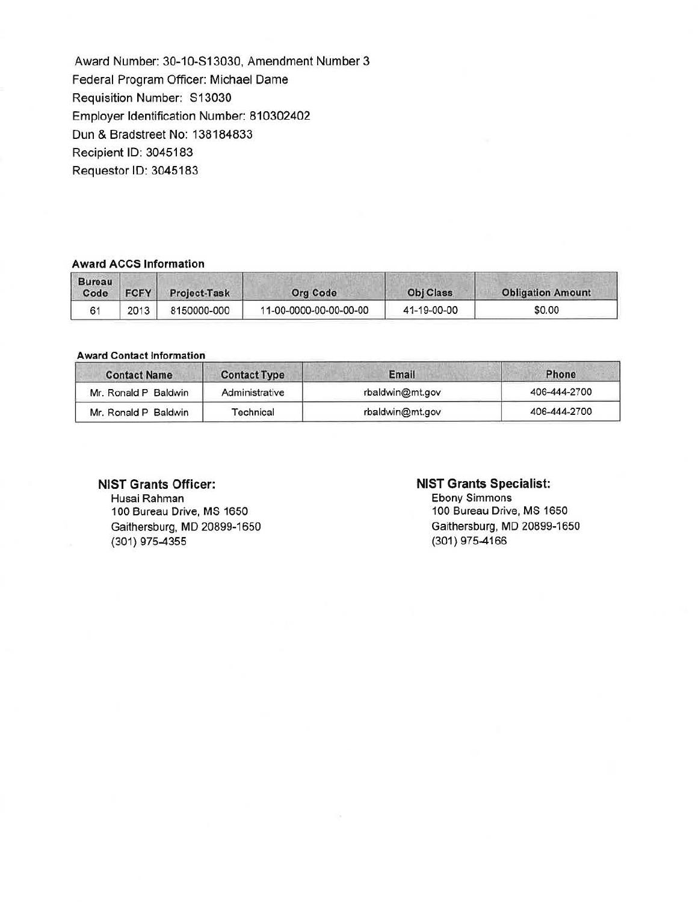Award Number: 30-10-S13030, Amendment Number 3
Federal Program Officer: Michael Dame
Requisition Number: S13030
Employer Identification Number: 810302402
Dun & Bradstreet No: 138184833
Recipient ID: 3045183
Requestor ID: 3045183

**Award ACCS Information**

| Bureau Code | FCFY | Project-Task | Org Code | Obj Class | Obligation Amount |
|---|---|---|---|---|---|
| 61 | 2013 | 8150000-000 | 11-00-0000-00-00-00-00 | 41-19-00-00 | $0.00 |

**Award Contact Information**

| Contact Name | Contact Type | Email | Phone |
|---|---|---|---|
| Mr. Ronald P Baldwin | Administrative | rbaldwin@mt.gov | 406-444-2700 |
| Mr. Ronald P Baldwin | Technical | rbaldwin@mt.gov | 406-444-2700 |

**NIST Grants Officer:**
Husai Rahman
100 Bureau Drive, MS 1650
Gaithersburg, MD 20899-1650
(301) 975-4355

**NIST Grants Specialist:**
Ebony Simmons
100 Bureau Drive, MS 1650
Gaithersburg, MD 20899-1650
(301) 975-4166